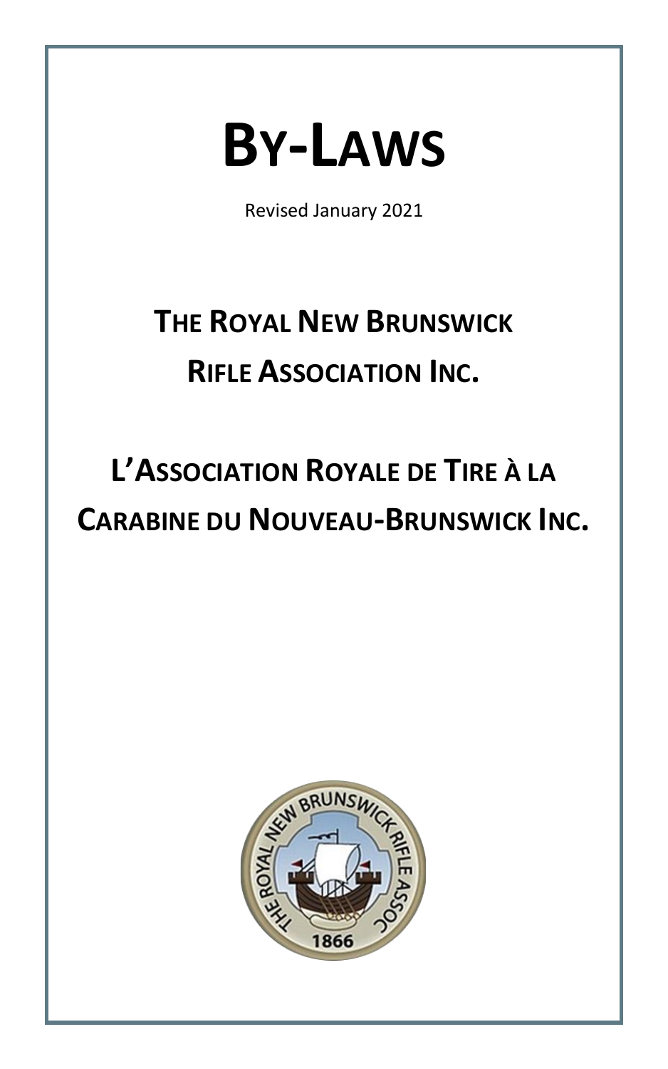# BY-LAWS

Revised January 2021

## THE ROYAL NEW BRUNSWICK RIFLE ASSOCIATION INC.

## L'ASSOCIATION ROYALE DE TIRE À LA CARABINE DU NOUVEAU-BRUNSWICK INC.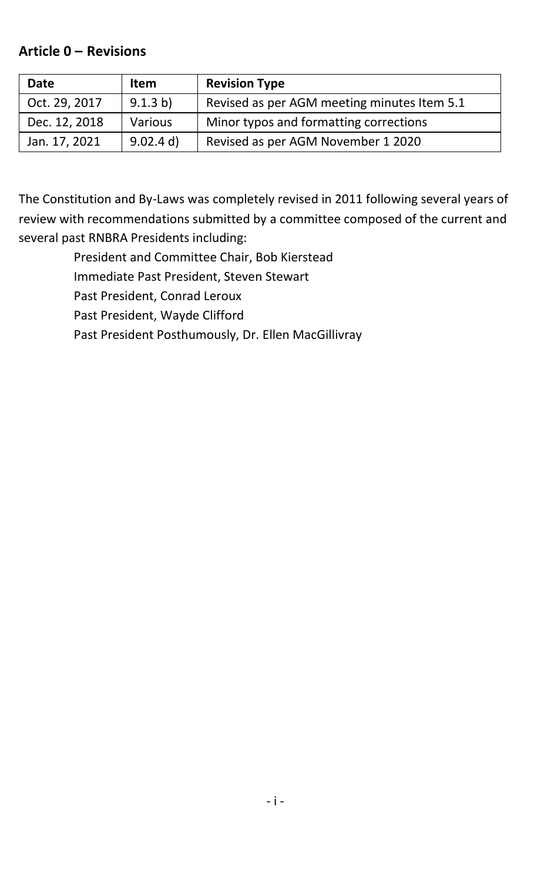## Article 0 – Revisions

| Date | Item | Revision Type |
|---|---|---|
| Oct. 29, 2017 | 9.1.3 b) | Revised as per AGM meeting minutes Item 5.1 |
| Dec. 12, 2018 | Various | Minor typos and formatting corrections |
| Jan. 17, 2021 | 9.02.4 d) | Revised as per AGM November 1 2020 |

The Constitution and By-Laws was completely revised in 2011 following several years of review with recommendations submitted by a committee composed of the current and several past RNBRA Presidents including:

President and Committee Chair, Bob Kierstead
Immediate Past President, Steven Stewart
Past President, Conrad Leroux
Past President, Wayde Clifford
Past President Posthumously, Dr. Ellen MacGillivray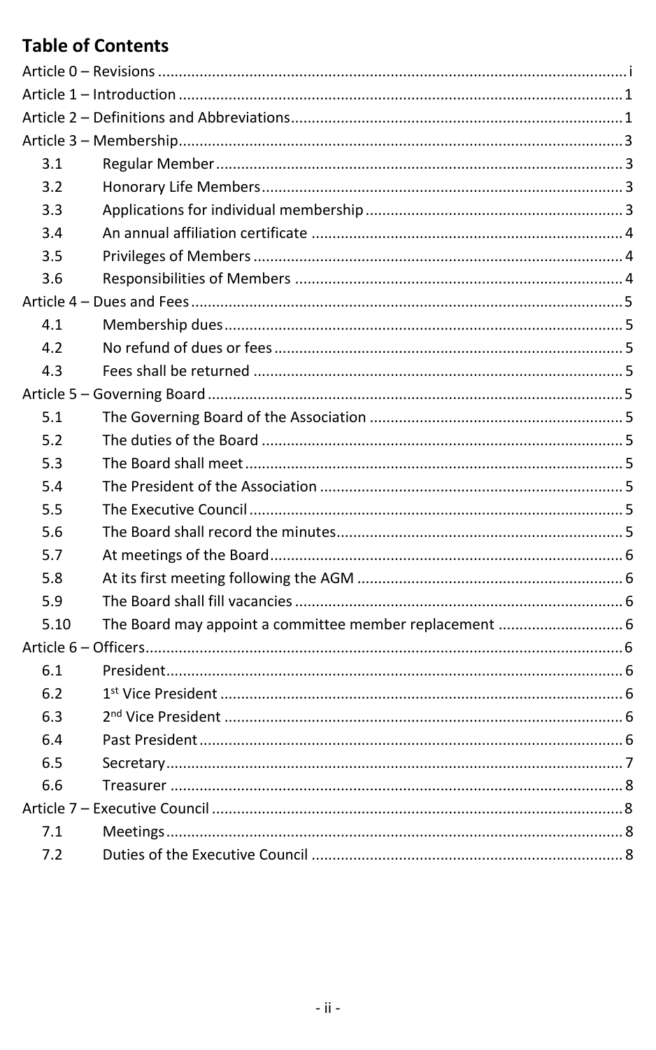## Table of Contents

Article 0 – Revisions ..... i
Article 1 – Introduction ..... 1
Article 2 – Definitions and Abbreviations ..... 1
Article 3 – Membership ..... 3
- 3.1 Regular Member ..... 3
- 3.2 Honorary Life Members ..... 3
- 3.3 Applications for individual membership ..... 3
- 3.4 An annual affiliation certificate ..... 4
- 3.5 Privileges of Members ..... 4
- 3.6 Responsibilities of Members ..... 4

Article 4 – Dues and Fees ..... 5
- 4.1 Membership dues ..... 5
- 4.2 No refund of dues or fees ..... 5
- 4.3 Fees shall be returned ..... 5

Article 5 – Governing Board ..... 5
- 5.1 The Governing Board of the Association ..... 5
- 5.2 The duties of the Board ..... 5
- 5.3 The Board shall meet ..... 5
- 5.4 The President of the Association ..... 5
- 5.5 The Executive Council ..... 5
- 5.6 The Board shall record the minutes ..... 5
- 5.7 At meetings of the Board ..... 6
- 5.8 At its first meeting following the AGM ..... 6
- 5.9 The Board shall fill vacancies ..... 6
- 5.10 The Board may appoint a committee member replacement ..... 6

Article 6 – Officers ..... 6
- 6.1 President ..... 6
- 6.2 1st Vice President ..... 6
- 6.3 2nd Vice President ..... 6
- 6.4 Past President ..... 6
- 6.5 Secretary ..... 7
- 6.6 Treasurer ..... 8

Article 7 – Executive Council ..... 8
- 7.1 Meetings ..... 8
- 7.2 Duties of the Executive Council ..... 8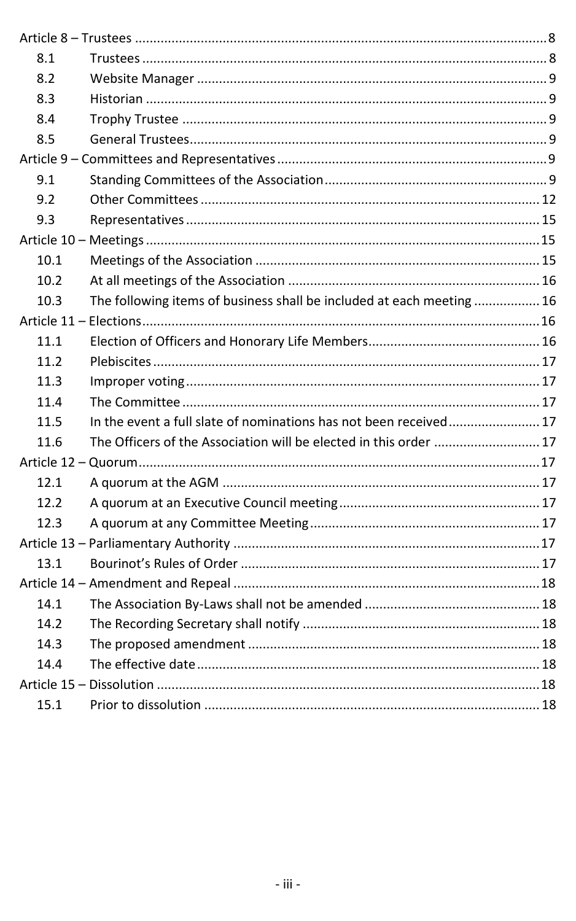Article 8 – Trustees ........ 8

8.1 Trustees ........ 8

8.2 Website Manager ........ 9

8.3 Historian ........ 9

8.4 Trophy Trustee ........ 9

8.5 General Trustees ........ 9

Article 9 – Committees and Representatives ........ 9

9.1 Standing Committees of the Association ........ 9

9.2 Other Committees ........ 12

9.3 Representatives ........ 15

Article 10 – Meetings ........ 15

10.1 Meetings of the Association ........ 15

10.2 At all meetings of the Association ........ 16

10.3 The following items of business shall be included at each meeting ........ 16

Article 11 – Elections ........ 16

11.1 Election of Officers and Honorary Life Members ........ 16

11.2 Plebiscites ........ 17

11.3 Improper voting ........ 17

11.4 The Committee ........ 17

11.5 In the event a full slate of nominations has not been received ........ 17

11.6 The Officers of the Association will be elected in this order ........ 17

Article 12 – Quorum ........ 17

12.1 A quorum at the AGM ........ 17

12.2 A quorum at an Executive Council meeting ........ 17

12.3 A quorum at any Committee Meeting ........ 17

Article 13 – Parliamentary Authority ........ 17

13.1 Bourinot's Rules of Order ........ 17

Article 14 – Amendment and Repeal ........ 18

14.1 The Association By-Laws shall not be amended ........ 18

14.2 The Recording Secretary shall notify ........ 18

14.3 The proposed amendment ........ 18

14.4 The effective date ........ 18

Article 15 – Dissolution ........ 18

15.1 Prior to dissolution ........ 18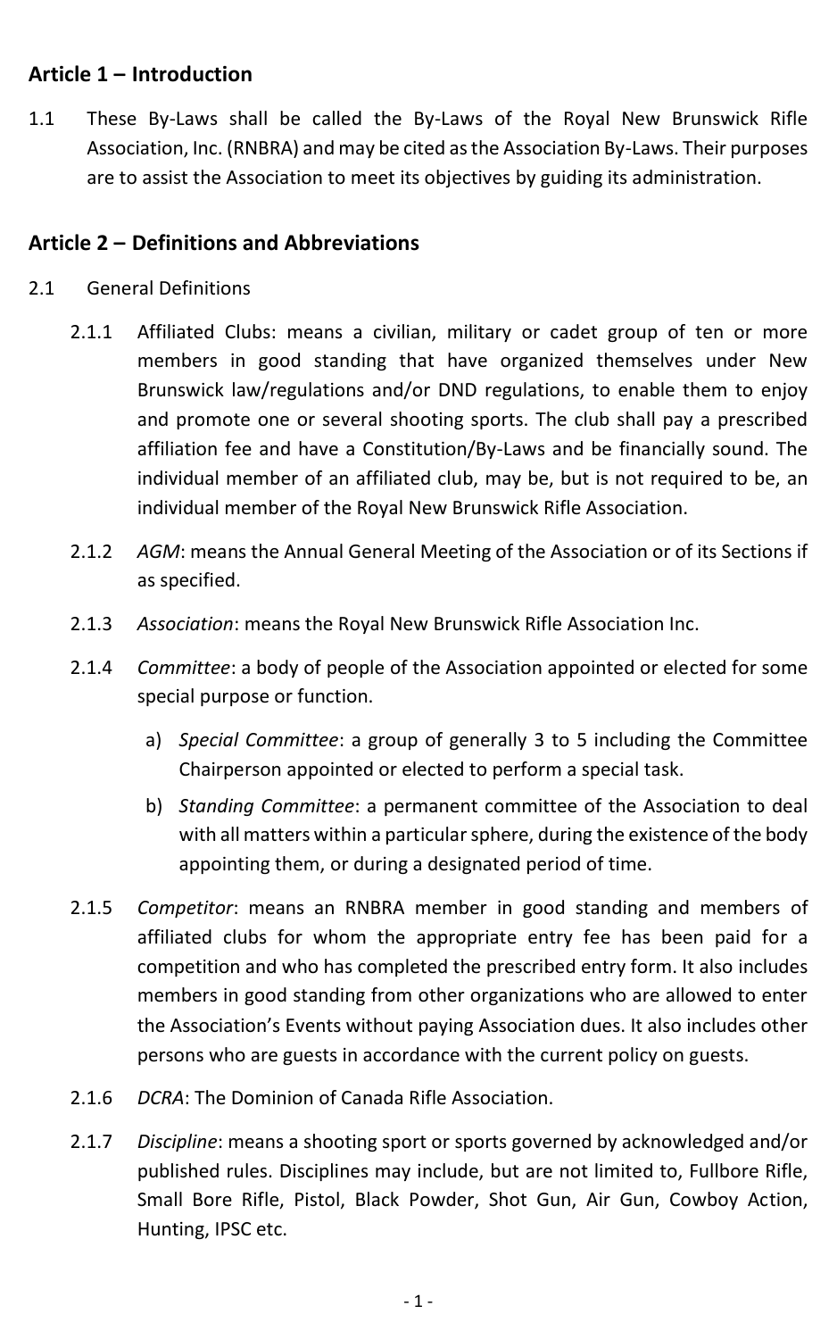## Article 1 – Introduction

1.1 These By-Laws shall be called the By-Laws of the Royal New Brunswick Rifle Association, Inc. (RNBRA) and may be cited as the Association By-Laws. Their purposes are to assist the Association to meet its objectives by guiding its administration.

## Article 2 – Definitions and Abbreviations

2.1 General Definitions

2.1.1 Affiliated Clubs: means a civilian, military or cadet group of ten or more members in good standing that have organized themselves under New Brunswick law/regulations and/or DND regulations, to enable them to enjoy and promote one or several shooting sports. The club shall pay a prescribed affiliation fee and have a Constitution/By-Laws and be financially sound. The individual member of an affiliated club, may be, but is not required to be, an individual member of the Royal New Brunswick Rifle Association.

2.1.2 *AGM*: means the Annual General Meeting of the Association or of its Sections if as specified.

2.1.3 *Association*: means the Royal New Brunswick Rifle Association Inc.

2.1.4 *Committee*: a body of people of the Association appointed or elected for some special purpose or function.

a) *Special Committee*: a group of generally 3 to 5 including the Committee Chairperson appointed or elected to perform a special task.

b) *Standing Committee*: a permanent committee of the Association to deal with all matters within a particular sphere, during the existence of the body appointing them, or during a designated period of time.

2.1.5 *Competitor*: means an RNBRA member in good standing and members of affiliated clubs for whom the appropriate entry fee has been paid for a competition and who has completed the prescribed entry form. It also includes members in good standing from other organizations who are allowed to enter the Association's Events without paying Association dues. It also includes other persons who are guests in accordance with the current policy on guests.

2.1.6 *DCRA*: The Dominion of Canada Rifle Association.

2.1.7 *Discipline*: means a shooting sport or sports governed by acknowledged and/or published rules. Disciplines may include, but are not limited to, Fullbore Rifle, Small Bore Rifle, Pistol, Black Powder, Shot Gun, Air Gun, Cowboy Action, Hunting, IPSC etc.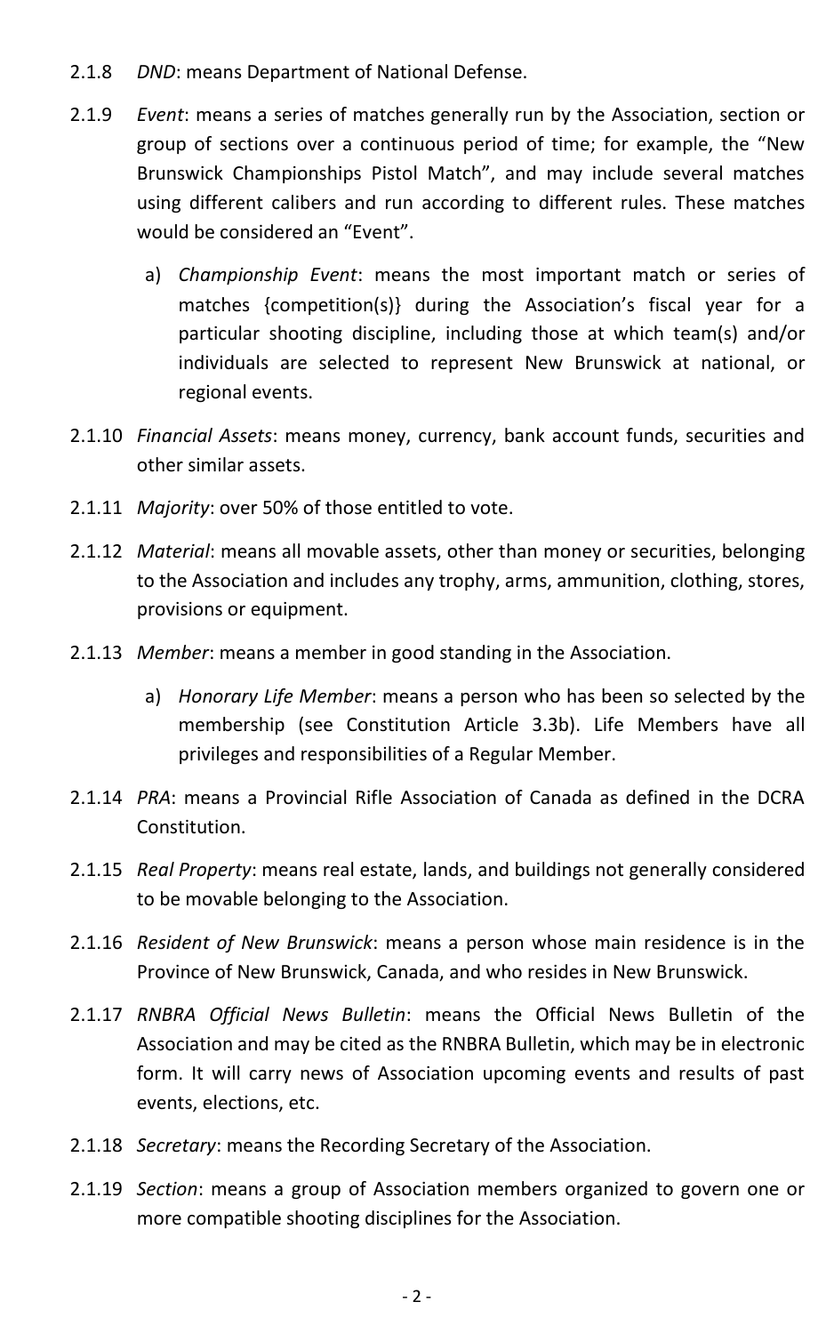2.1.8 *DND*: means Department of National Defense.

2.1.9 *Event*: means a series of matches generally run by the Association, section or group of sections over a continuous period of time; for example, the "New Brunswick Championships Pistol Match", and may include several matches using different calibers and run according to different rules. These matches would be considered an "Event".

a) *Championship Event*: means the most important match or series of matches {competition(s)} during the Association's fiscal year for a particular shooting discipline, including those at which team(s) and/or individuals are selected to represent New Brunswick at national, or regional events.

2.1.10 *Financial Assets*: means money, currency, bank account funds, securities and other similar assets.

2.1.11 *Majority*: over 50% of those entitled to vote.

2.1.12 *Material*: means all movable assets, other than money or securities, belonging to the Association and includes any trophy, arms, ammunition, clothing, stores, provisions or equipment.

2.1.13 *Member*: means a member in good standing in the Association.

a) *Honorary Life Member*: means a person who has been so selected by the membership (see Constitution Article 3.3b). Life Members have all privileges and responsibilities of a Regular Member.

2.1.14 *PRA*: means a Provincial Rifle Association of Canada as defined in the DCRA Constitution.

2.1.15 *Real Property*: means real estate, lands, and buildings not generally considered to be movable belonging to the Association.

2.1.16 *Resident of New Brunswick*: means a person whose main residence is in the Province of New Brunswick, Canada, and who resides in New Brunswick.

2.1.17 *RNBRA Official News Bulletin*: means the Official News Bulletin of the Association and may be cited as the RNBRA Bulletin, which may be in electronic form. It will carry news of Association upcoming events and results of past events, elections, etc.

2.1.18 *Secretary*: means the Recording Secretary of the Association.

2.1.19 *Section*: means a group of Association members organized to govern one or more compatible shooting disciplines for the Association.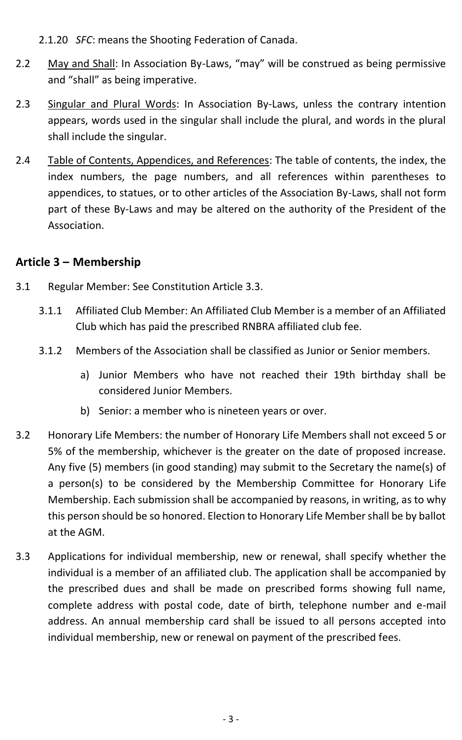2.1.20 *SFC*: means the Shooting Federation of Canada.

2.2 May and Shall: In Association By-Laws, "may" will be construed as being permissive and "shall" as being imperative.

2.3 Singular and Plural Words: In Association By-Laws, unless the contrary intention appears, words used in the singular shall include the plural, and words in the plural shall include the singular.

2.4 Table of Contents, Appendices, and References: The table of contents, the index, the index numbers, the page numbers, and all references within parentheses to appendices, to statues, or to other articles of the Association By-Laws, shall not form part of these By-Laws and may be altered on the authority of the President of the Association.

## Article 3 – Membership

3.1 Regular Member: See Constitution Article 3.3.

3.1.1 Affiliated Club Member: An Affiliated Club Member is a member of an Affiliated Club which has paid the prescribed RNBRA affiliated club fee.

3.1.2 Members of the Association shall be classified as Junior or Senior members.

a) Junior Members who have not reached their 19th birthday shall be considered Junior Members.

b) Senior: a member who is nineteen years or over.

3.2 Honorary Life Members: the number of Honorary Life Members shall not exceed 5 or 5% of the membership, whichever is the greater on the date of proposed increase. Any five (5) members (in good standing) may submit to the Secretary the name(s) of a person(s) to be considered by the Membership Committee for Honorary Life Membership. Each submission shall be accompanied by reasons, in writing, as to why this person should be so honored. Election to Honorary Life Member shall be by ballot at the AGM.

3.3 Applications for individual membership, new or renewal, shall specify whether the individual is a member of an affiliated club. The application shall be accompanied by the prescribed dues and shall be made on prescribed forms showing full name, complete address with postal code, date of birth, telephone number and e-mail address. An annual membership card shall be issued to all persons accepted into individual membership, new or renewal on payment of the prescribed fees.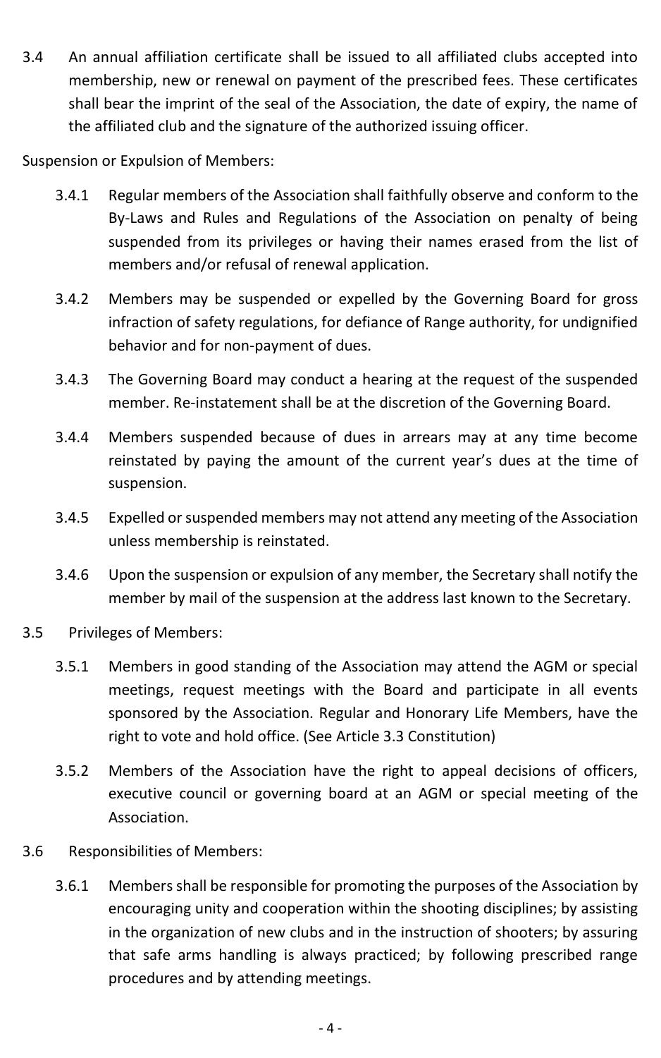3.4 An annual affiliation certificate shall be issued to all affiliated clubs accepted into membership, new or renewal on payment of the prescribed fees. These certificates shall bear the imprint of the seal of the Association, the date of expiry, the name of the affiliated club and the signature of the authorized issuing officer.

Suspension or Expulsion of Members:

3.4.1 Regular members of the Association shall faithfully observe and conform to the By-Laws and Rules and Regulations of the Association on penalty of being suspended from its privileges or having their names erased from the list of members and/or refusal of renewal application.

3.4.2 Members may be suspended or expelled by the Governing Board for gross infraction of safety regulations, for defiance of Range authority, for undignified behavior and for non-payment of dues.

3.4.3 The Governing Board may conduct a hearing at the request of the suspended member. Re-instatement shall be at the discretion of the Governing Board.

3.4.4 Members suspended because of dues in arrears may at any time become reinstated by paying the amount of the current year's dues at the time of suspension.

3.4.5 Expelled or suspended members may not attend any meeting of the Association unless membership is reinstated.

3.4.6 Upon the suspension or expulsion of any member, the Secretary shall notify the member by mail of the suspension at the address last known to the Secretary.

3.5 Privileges of Members:

3.5.1 Members in good standing of the Association may attend the AGM or special meetings, request meetings with the Board and participate in all events sponsored by the Association. Regular and Honorary Life Members, have the right to vote and hold office. (See Article 3.3 Constitution)

3.5.2 Members of the Association have the right to appeal decisions of officers, executive council or governing board at an AGM or special meeting of the Association.

3.6 Responsibilities of Members:

3.6.1 Members shall be responsible for promoting the purposes of the Association by encouraging unity and cooperation within the shooting disciplines; by assisting in the organization of new clubs and in the instruction of shooters; by assuring that safe arms handling is always practiced; by following prescribed range procedures and by attending meetings.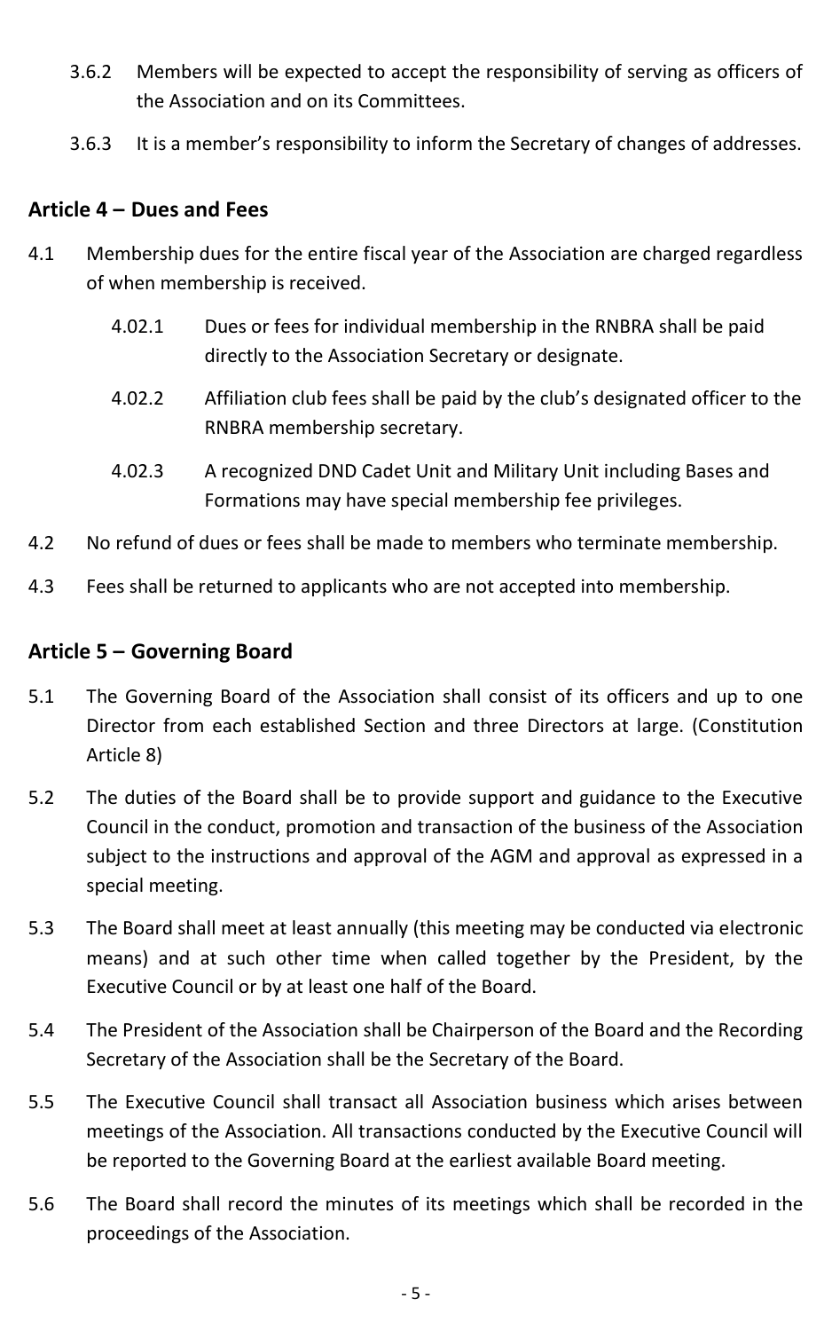3.6.2 Members will be expected to accept the responsibility of serving as officers of the Association and on its Committees.

3.6.3 It is a member's responsibility to inform the Secretary of changes of addresses.

## Article 4 – Dues and Fees

4.1 Membership dues for the entire fiscal year of the Association are charged regardless of when membership is received.

4.02.1 Dues or fees for individual membership in the RNBRA shall be paid directly to the Association Secretary or designate.

4.02.2 Affiliation club fees shall be paid by the club's designated officer to the RNBRA membership secretary.

4.02.3 A recognized DND Cadet Unit and Military Unit including Bases and Formations may have special membership fee privileges.

4.2 No refund of dues or fees shall be made to members who terminate membership.

4.3 Fees shall be returned to applicants who are not accepted into membership.

## Article 5 – Governing Board

5.1 The Governing Board of the Association shall consist of its officers and up to one Director from each established Section and three Directors at large. (Constitution Article 8)

5.2 The duties of the Board shall be to provide support and guidance to the Executive Council in the conduct, promotion and transaction of the business of the Association subject to the instructions and approval of the AGM and approval as expressed in a special meeting.

5.3 The Board shall meet at least annually (this meeting may be conducted via electronic means) and at such other time when called together by the President, by the Executive Council or by at least one half of the Board.

5.4 The President of the Association shall be Chairperson of the Board and the Recording Secretary of the Association shall be the Secretary of the Board.

5.5 The Executive Council shall transact all Association business which arises between meetings of the Association. All transactions conducted by the Executive Council will be reported to the Governing Board at the earliest available Board meeting.

5.6 The Board shall record the minutes of its meetings which shall be recorded in the proceedings of the Association.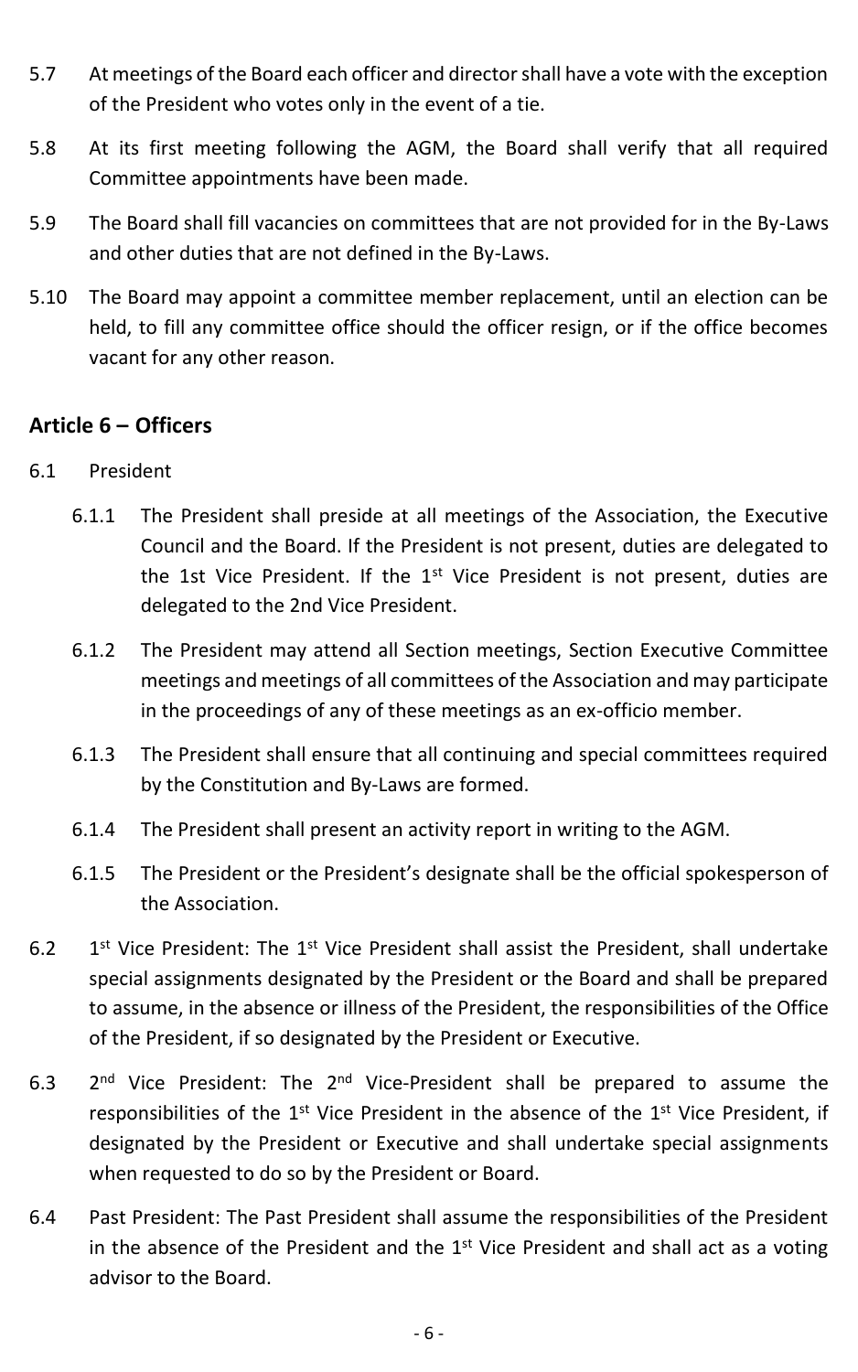5.7 At meetings of the Board each officer and director shall have a vote with the exception of the President who votes only in the event of a tie.

5.8 At its first meeting following the AGM, the Board shall verify that all required Committee appointments have been made.

5.9 The Board shall fill vacancies on committees that are not provided for in the By-Laws and other duties that are not defined in the By-Laws.

5.10 The Board may appoint a committee member replacement, until an election can be held, to fill any committee office should the officer resign, or if the office becomes vacant for any other reason.

## Article 6 – Officers

6.1 President

6.1.1 The President shall preside at all meetings of the Association, the Executive Council and the Board. If the President is not present, duties are delegated to the 1st Vice President. If the 1st Vice President is not present, duties are delegated to the 2nd Vice President.

6.1.2 The President may attend all Section meetings, Section Executive Committee meetings and meetings of all committees of the Association and may participate in the proceedings of any of these meetings as an ex-officio member.

6.1.3 The President shall ensure that all continuing and special committees required by the Constitution and By-Laws are formed.

6.1.4 The President shall present an activity report in writing to the AGM.

6.1.5 The President or the President's designate shall be the official spokesperson of the Association.

6.2 1st Vice President: The 1st Vice President shall assist the President, shall undertake special assignments designated by the President or the Board and shall be prepared to assume, in the absence or illness of the President, the responsibilities of the Office of the President, if so designated by the President or Executive.

6.3 2nd Vice President: The 2nd Vice-President shall be prepared to assume the responsibilities of the 1st Vice President in the absence of the 1st Vice President, if designated by the President or Executive and shall undertake special assignments when requested to do so by the President or Board.

6.4 Past President: The Past President shall assume the responsibilities of the President in the absence of the President and the 1st Vice President and shall act as a voting advisor to the Board.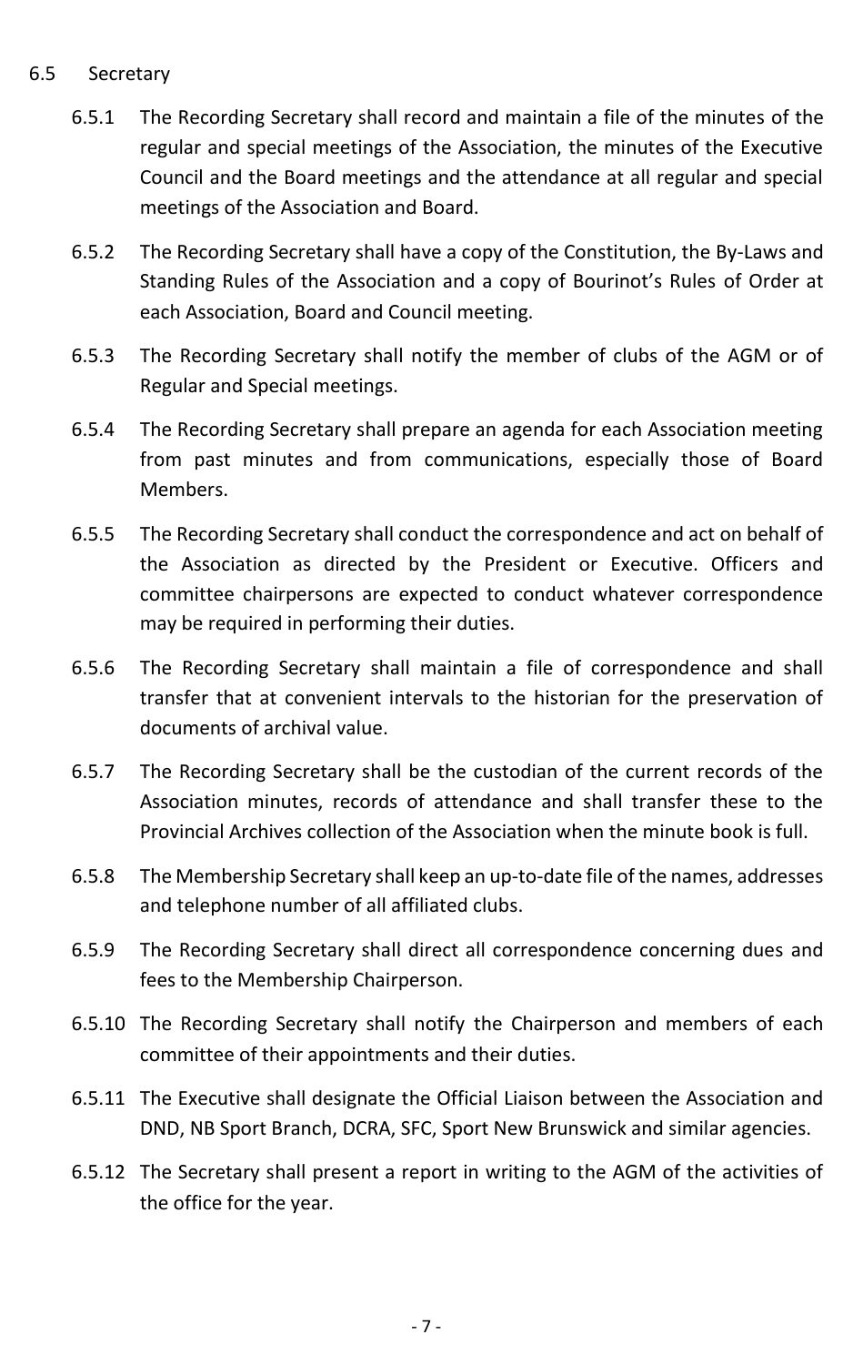## 6.5 Secretary

6.5.1 The Recording Secretary shall record and maintain a file of the minutes of the regular and special meetings of the Association, the minutes of the Executive Council and the Board meetings and the attendance at all regular and special meetings of the Association and Board.

6.5.2 The Recording Secretary shall have a copy of the Constitution, the By-Laws and Standing Rules of the Association and a copy of Bourinot's Rules of Order at each Association, Board and Council meeting.

6.5.3 The Recording Secretary shall notify the member of clubs of the AGM or of Regular and Special meetings.

6.5.4 The Recording Secretary shall prepare an agenda for each Association meeting from past minutes and from communications, especially those of Board Members.

6.5.5 The Recording Secretary shall conduct the correspondence and act on behalf of the Association as directed by the President or Executive. Officers and committee chairpersons are expected to conduct whatever correspondence may be required in performing their duties.

6.5.6 The Recording Secretary shall maintain a file of correspondence and shall transfer that at convenient intervals to the historian for the preservation of documents of archival value.

6.5.7 The Recording Secretary shall be the custodian of the current records of the Association minutes, records of attendance and shall transfer these to the Provincial Archives collection of the Association when the minute book is full.

6.5.8 The Membership Secretary shall keep an up-to-date file of the names, addresses and telephone number of all affiliated clubs.

6.5.9 The Recording Secretary shall direct all correspondence concerning dues and fees to the Membership Chairperson.

6.5.10 The Recording Secretary shall notify the Chairperson and members of each committee of their appointments and their duties.

6.5.11 The Executive shall designate the Official Liaison between the Association and DND, NB Sport Branch, DCRA, SFC, Sport New Brunswick and similar agencies.

6.5.12 The Secretary shall present a report in writing to the AGM of the activities of the office for the year.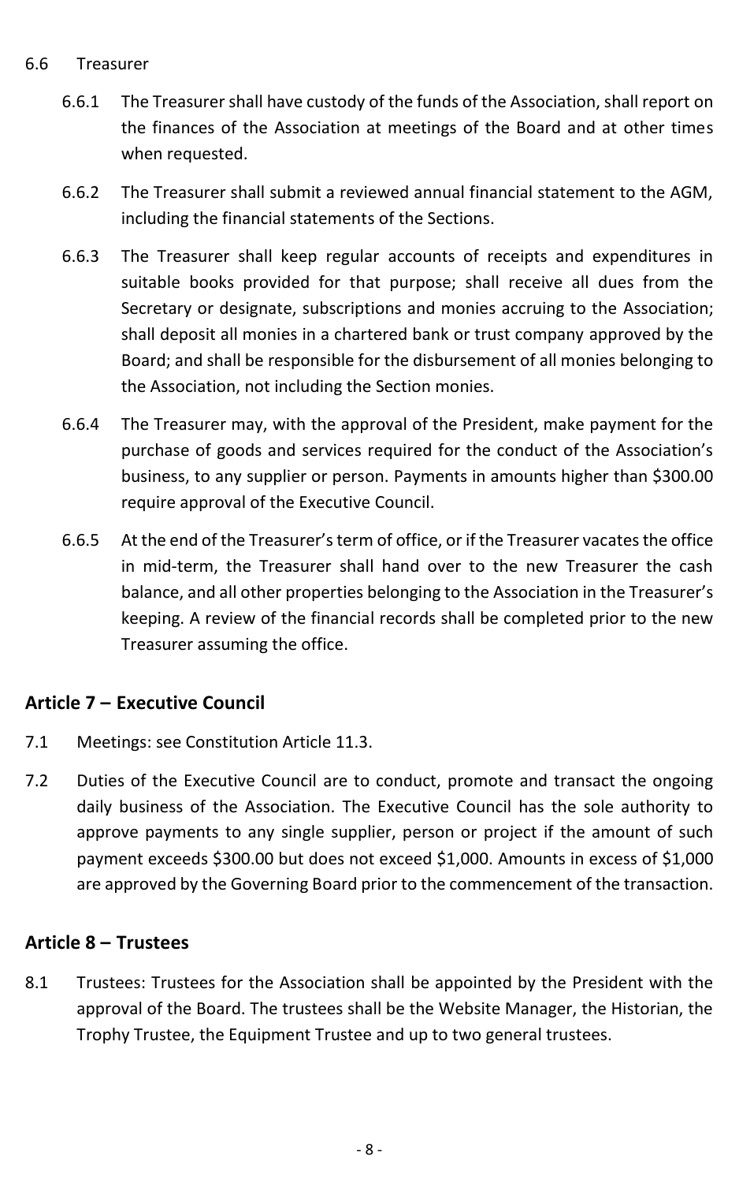6.6 Treasurer

6.6.1 The Treasurer shall have custody of the funds of the Association, shall report on the finances of the Association at meetings of the Board and at other times when requested.

6.6.2 The Treasurer shall submit a reviewed annual financial statement to the AGM, including the financial statements of the Sections.

6.6.3 The Treasurer shall keep regular accounts of receipts and expenditures in suitable books provided for that purpose; shall receive all dues from the Secretary or designate, subscriptions and monies accruing to the Association; shall deposit all monies in a chartered bank or trust company approved by the Board; and shall be responsible for the disbursement of all monies belonging to the Association, not including the Section monies.

6.6.4 The Treasurer may, with the approval of the President, make payment for the purchase of goods and services required for the conduct of the Association's business, to any supplier or person. Payments in amounts higher than $300.00 require approval of the Executive Council.

6.6.5 At the end of the Treasurer's term of office, or if the Treasurer vacates the office in mid-term, the Treasurer shall hand over to the new Treasurer the cash balance, and all other properties belonging to the Association in the Treasurer's keeping. A review of the financial records shall be completed prior to the new Treasurer assuming the office.

## Article 7 – Executive Council

7.1 Meetings: see Constitution Article 11.3.

7.2 Duties of the Executive Council are to conduct, promote and transact the ongoing daily business of the Association. The Executive Council has the sole authority to approve payments to any single supplier, person or project if the amount of such payment exceeds $300.00 but does not exceed $1,000. Amounts in excess of $1,000 are approved by the Governing Board prior to the commencement of the transaction.

## Article 8 – Trustees

8.1 Trustees: Trustees for the Association shall be appointed by the President with the approval of the Board. The trustees shall be the Website Manager, the Historian, the Trophy Trustee, the Equipment Trustee and up to two general trustees.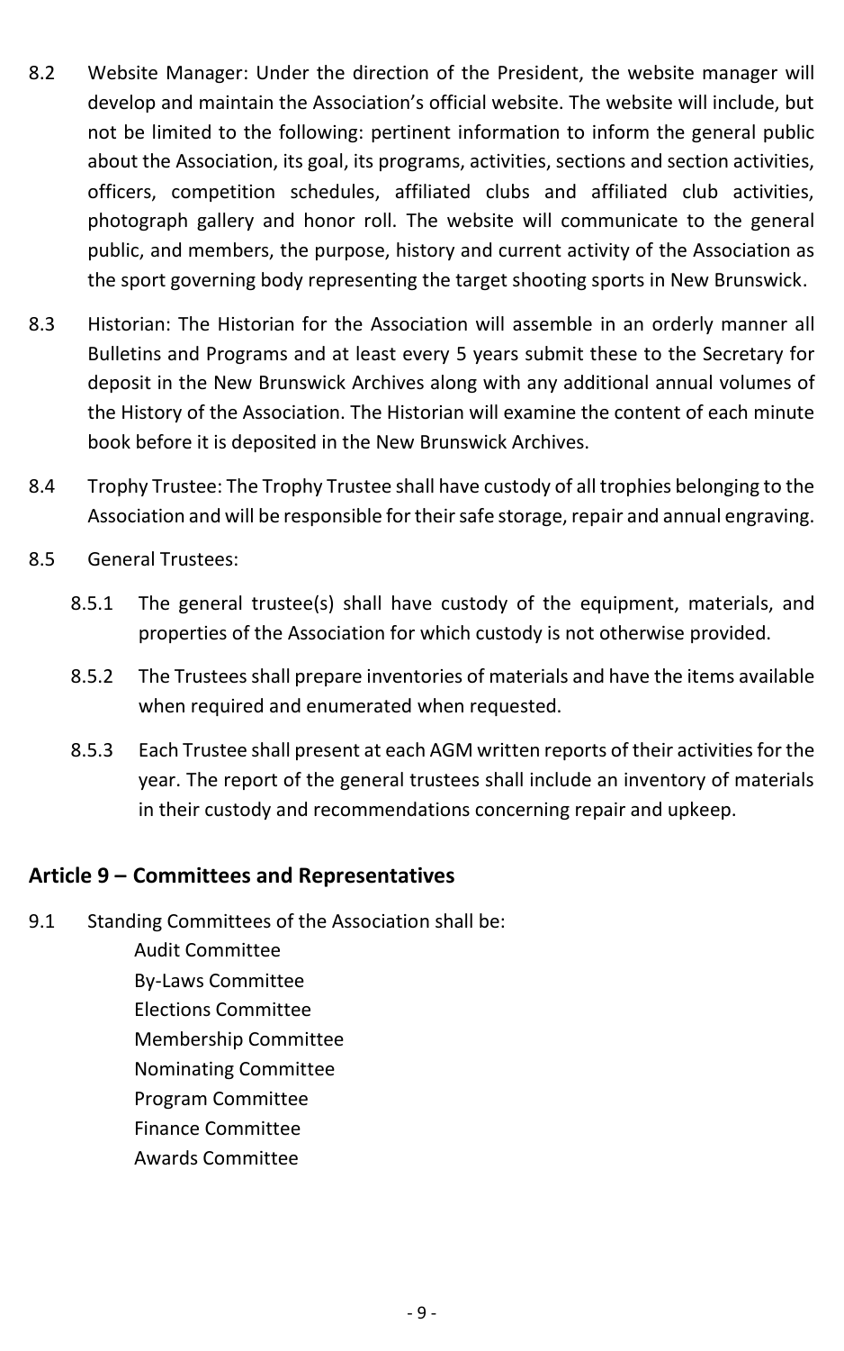8.2 Website Manager: Under the direction of the President, the website manager will develop and maintain the Association's official website. The website will include, but not be limited to the following: pertinent information to inform the general public about the Association, its goal, its programs, activities, sections and section activities, officers, competition schedules, affiliated clubs and affiliated club activities, photograph gallery and honor roll. The website will communicate to the general public, and members, the purpose, history and current activity of the Association as the sport governing body representing the target shooting sports in New Brunswick.

8.3 Historian: The Historian for the Association will assemble in an orderly manner all Bulletins and Programs and at least every 5 years submit these to the Secretary for deposit in the New Brunswick Archives along with any additional annual volumes of the History of the Association. The Historian will examine the content of each minute book before it is deposited in the New Brunswick Archives.

8.4 Trophy Trustee: The Trophy Trustee shall have custody of all trophies belonging to the Association and will be responsible for their safe storage, repair and annual engraving.

8.5 General Trustees:

8.5.1 The general trustee(s) shall have custody of the equipment, materials, and properties of the Association for which custody is not otherwise provided.

8.5.2 The Trustees shall prepare inventories of materials and have the items available when required and enumerated when requested.

8.5.3 Each Trustee shall present at each AGM written reports of their activities for the year. The report of the general trustees shall include an inventory of materials in their custody and recommendations concerning repair and upkeep.

## Article 9 – Committees and Representatives

9.1 Standing Committees of the Association shall be:

Audit Committee
By-Laws Committee
Elections Committee
Membership Committee
Nominating Committee
Program Committee
Finance Committee
Awards Committee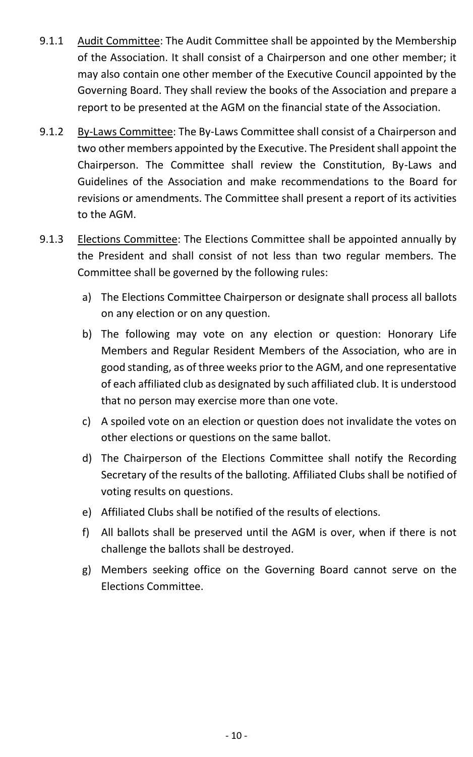9.1.1 Audit Committee: The Audit Committee shall be appointed by the Membership of the Association. It shall consist of a Chairperson and one other member; it may also contain one other member of the Executive Council appointed by the Governing Board. They shall review the books of the Association and prepare a report to be presented at the AGM on the financial state of the Association.

9.1.2 By-Laws Committee: The By-Laws Committee shall consist of a Chairperson and two other members appointed by the Executive. The President shall appoint the Chairperson. The Committee shall review the Constitution, By-Laws and Guidelines of the Association and make recommendations to the Board for revisions or amendments. The Committee shall present a report of its activities to the AGM.

9.1.3 Elections Committee: The Elections Committee shall be appointed annually by the President and shall consist of not less than two regular members. The Committee shall be governed by the following rules:

a) The Elections Committee Chairperson or designate shall process all ballots on any election or on any question.

b) The following may vote on any election or question: Honorary Life Members and Regular Resident Members of the Association, who are in good standing, as of three weeks prior to the AGM, and one representative of each affiliated club as designated by such affiliated club. It is understood that no person may exercise more than one vote.

c) A spoiled vote on an election or question does not invalidate the votes on other elections or questions on the same ballot.

d) The Chairperson of the Elections Committee shall notify the Recording Secretary of the results of the balloting. Affiliated Clubs shall be notified of voting results on questions.

e) Affiliated Clubs shall be notified of the results of elections.

f) All ballots shall be preserved until the AGM is over, when if there is not challenge the ballots shall be destroyed.

g) Members seeking office on the Governing Board cannot serve on the Elections Committee.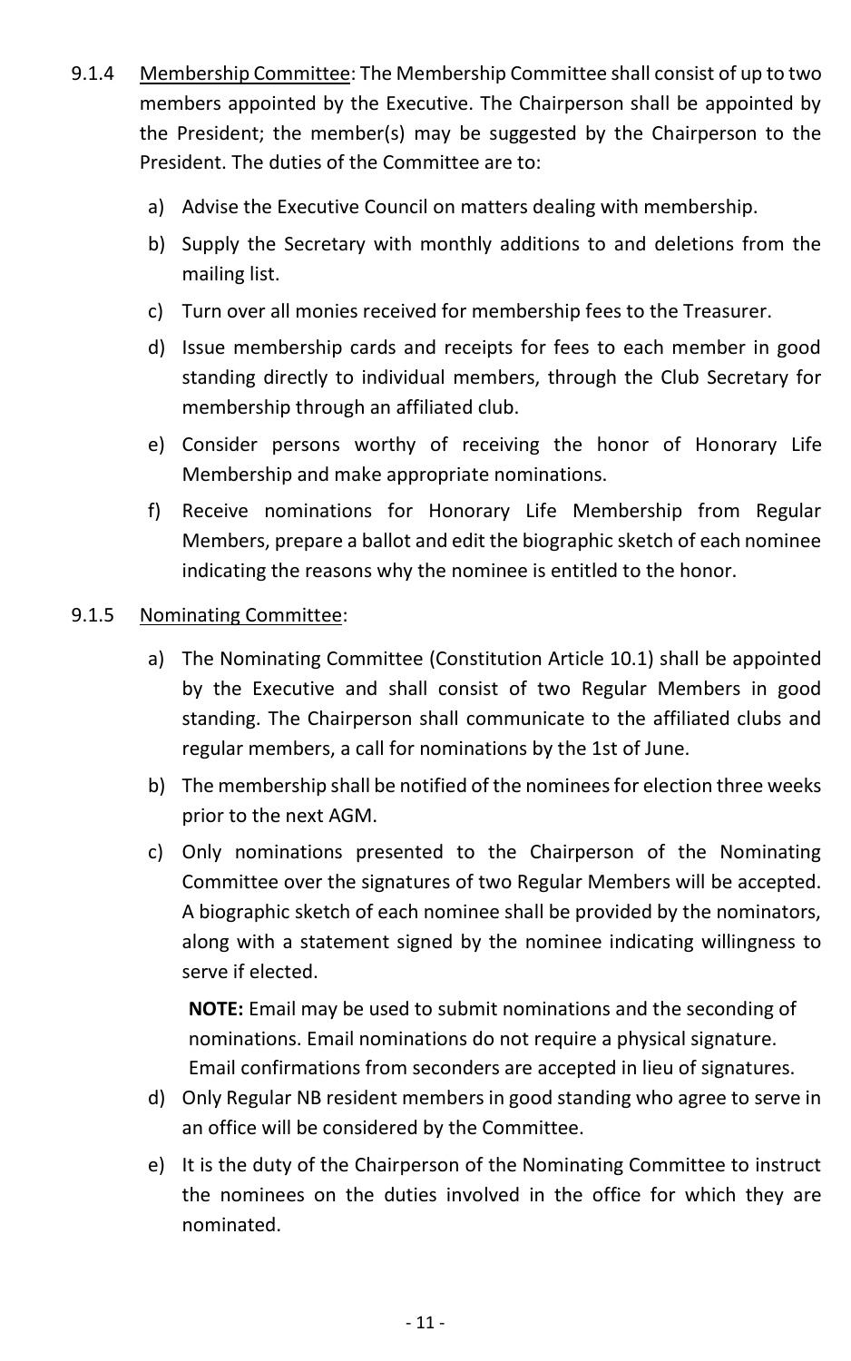9.1.4 Membership Committee: The Membership Committee shall consist of up to two members appointed by the Executive. The Chairperson shall be appointed by the President; the member(s) may be suggested by the Chairperson to the President. The duties of the Committee are to:

a) Advise the Executive Council on matters dealing with membership.

b) Supply the Secretary with monthly additions to and deletions from the mailing list.

c) Turn over all monies received for membership fees to the Treasurer.

d) Issue membership cards and receipts for fees to each member in good standing directly to individual members, through the Club Secretary for membership through an affiliated club.

e) Consider persons worthy of receiving the honor of Honorary Life Membership and make appropriate nominations.

f) Receive nominations for Honorary Life Membership from Regular Members, prepare a ballot and edit the biographic sketch of each nominee indicating the reasons why the nominee is entitled to the honor.

9.1.5 Nominating Committee:

a) The Nominating Committee (Constitution Article 10.1) shall be appointed by the Executive and shall consist of two Regular Members in good standing. The Chairperson shall communicate to the affiliated clubs and regular members, a call for nominations by the 1st of June.

b) The membership shall be notified of the nominees for election three weeks prior to the next AGM.

c) Only nominations presented to the Chairperson of the Nominating Committee over the signatures of two Regular Members will be accepted. A biographic sketch of each nominee shall be provided by the nominators, along with a statement signed by the nominee indicating willingness to serve if elected.

   **NOTE:** Email may be used to submit nominations and the seconding of nominations. Email nominations do not require a physical signature. Email confirmations from seconders are accepted in lieu of signatures.

d) Only Regular NB resident members in good standing who agree to serve in an office will be considered by the Committee.

e) It is the duty of the Chairperson of the Nominating Committee to instruct the nominees on the duties involved in the office for which they are nominated.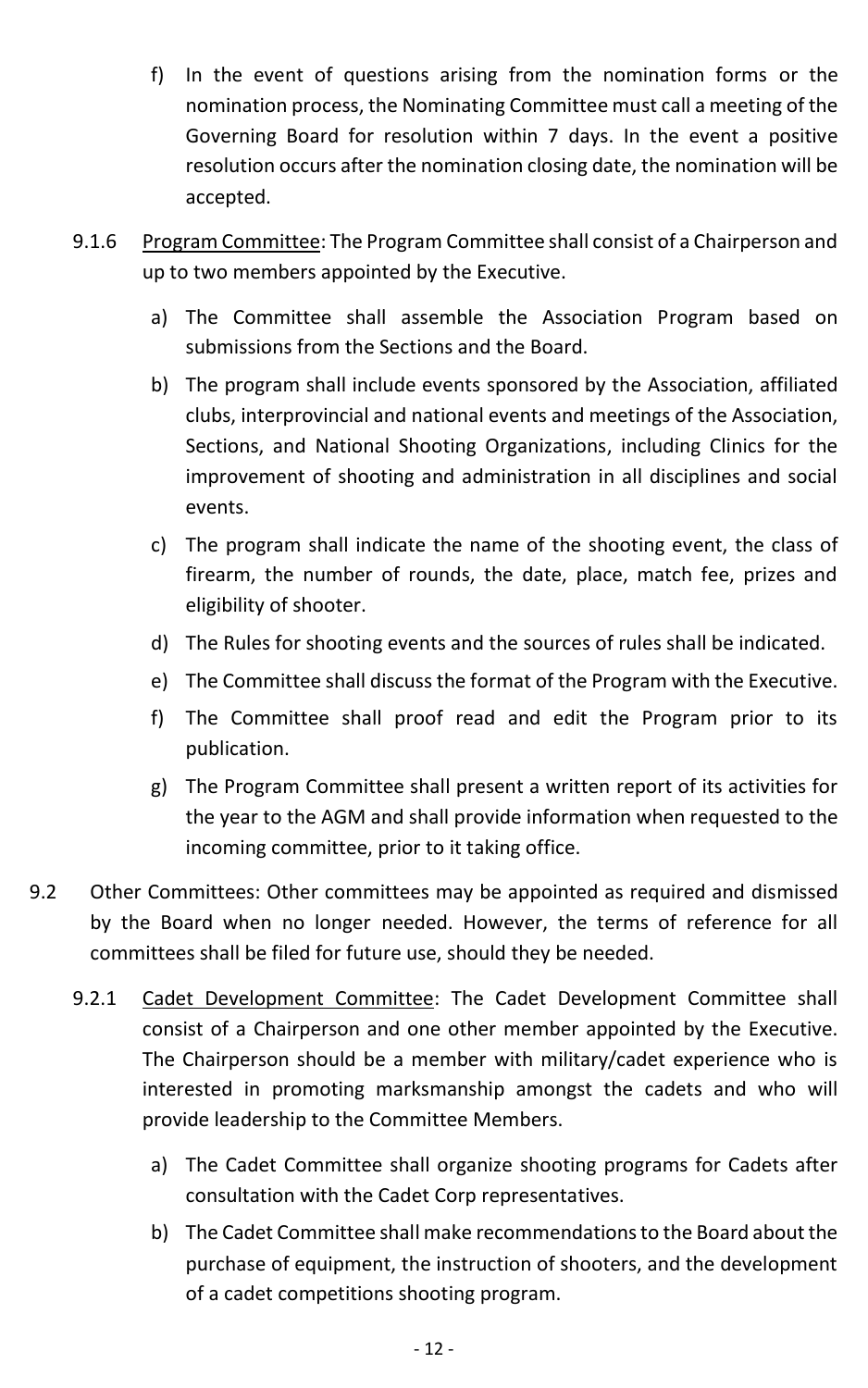f) In the event of questions arising from the nomination forms or the nomination process, the Nominating Committee must call a meeting of the Governing Board for resolution within 7 days. In the event a positive resolution occurs after the nomination closing date, the nomination will be accepted.

9.1.6 <u>Program Committee</u>: The Program Committee shall consist of a Chairperson and up to two members appointed by the Executive.

a) The Committee shall assemble the Association Program based on submissions from the Sections and the Board.

b) The program shall include events sponsored by the Association, affiliated clubs, interprovincial and national events and meetings of the Association, Sections, and National Shooting Organizations, including Clinics for the improvement of shooting and administration in all disciplines and social events.

c) The program shall indicate the name of the shooting event, the class of firearm, the number of rounds, the date, place, match fee, prizes and eligibility of shooter.

d) The Rules for shooting events and the sources of rules shall be indicated.

e) The Committee shall discuss the format of the Program with the Executive.

f) The Committee shall proof read and edit the Program prior to its publication.

g) The Program Committee shall present a written report of its activities for the year to the AGM and shall provide information when requested to the incoming committee, prior to it taking office.

9.2 Other Committees: Other committees may be appointed as required and dismissed by the Board when no longer needed. However, the terms of reference for all committees shall be filed for future use, should they be needed.

9.2.1 <u>Cadet Development Committee</u>: The Cadet Development Committee shall consist of a Chairperson and one other member appointed by the Executive. The Chairperson should be a member with military/cadet experience who is interested in promoting marksmanship amongst the cadets and who will provide leadership to the Committee Members.

a) The Cadet Committee shall organize shooting programs for Cadets after consultation with the Cadet Corp representatives.

b) The Cadet Committee shall make recommendations to the Board about the purchase of equipment, the instruction of shooters, and the development of a cadet competitions shooting program.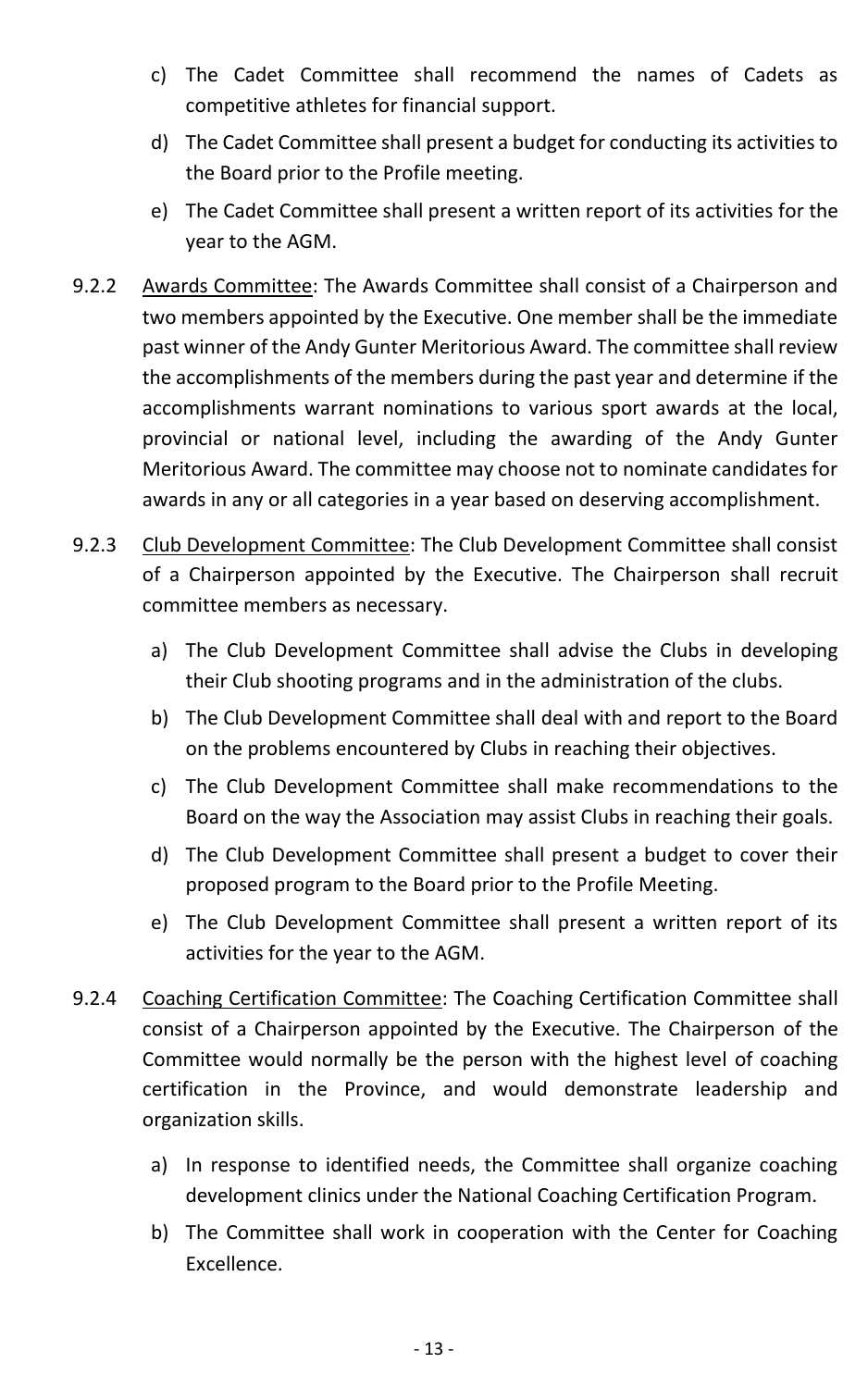c) The Cadet Committee shall recommend the names of Cadets as competitive athletes for financial support.

d) The Cadet Committee shall present a budget for conducting its activities to the Board prior to the Profile meeting.

e) The Cadet Committee shall present a written report of its activities for the year to the AGM.

9.2.2 Awards Committee: The Awards Committee shall consist of a Chairperson and two members appointed by the Executive. One member shall be the immediate past winner of the Andy Gunter Meritorious Award. The committee shall review the accomplishments of the members during the past year and determine if the accomplishments warrant nominations to various sport awards at the local, provincial or national level, including the awarding of the Andy Gunter Meritorious Award. The committee may choose not to nominate candidates for awards in any or all categories in a year based on deserving accomplishment.

9.2.3 Club Development Committee: The Club Development Committee shall consist of a Chairperson appointed by the Executive. The Chairperson shall recruit committee members as necessary.

a) The Club Development Committee shall advise the Clubs in developing their Club shooting programs and in the administration of the clubs.

b) The Club Development Committee shall deal with and report to the Board on the problems encountered by Clubs in reaching their objectives.

c) The Club Development Committee shall make recommendations to the Board on the way the Association may assist Clubs in reaching their goals.

d) The Club Development Committee shall present a budget to cover their proposed program to the Board prior to the Profile Meeting.

e) The Club Development Committee shall present a written report of its activities for the year to the AGM.

9.2.4 Coaching Certification Committee: The Coaching Certification Committee shall consist of a Chairperson appointed by the Executive. The Chairperson of the Committee would normally be the person with the highest level of coaching certification in the Province, and would demonstrate leadership and organization skills.

a) In response to identified needs, the Committee shall organize coaching development clinics under the National Coaching Certification Program.

b) The Committee shall work in cooperation with the Center for Coaching Excellence.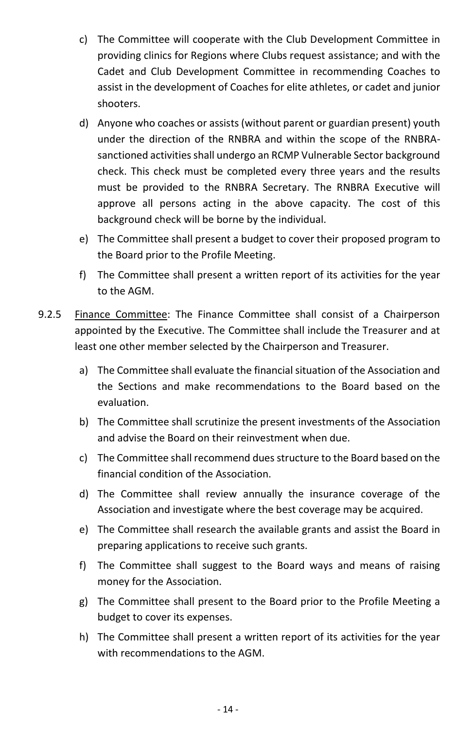c) The Committee will cooperate with the Club Development Committee in providing clinics for Regions where Clubs request assistance; and with the Cadet and Club Development Committee in recommending Coaches to assist in the development of Coaches for elite athletes, or cadet and junior shooters.

d) Anyone who coaches or assists (without parent or guardian present) youth under the direction of the RNBRA and within the scope of the RNBRA-sanctioned activities shall undergo an RCMP Vulnerable Sector background check. This check must be completed every three years and the results must be provided to the RNBRA Secretary. The RNBRA Executive will approve all persons acting in the above capacity. The cost of this background check will be borne by the individual.

e) The Committee shall present a budget to cover their proposed program to the Board prior to the Profile Meeting.

f) The Committee shall present a written report of its activities for the year to the AGM.

9.2.5 Finance Committee: The Finance Committee shall consist of a Chairperson appointed by the Executive. The Committee shall include the Treasurer and at least one other member selected by the Chairperson and Treasurer.

a) The Committee shall evaluate the financial situation of the Association and the Sections and make recommendations to the Board based on the evaluation.

b) The Committee shall scrutinize the present investments of the Association and advise the Board on their reinvestment when due.

c) The Committee shall recommend dues structure to the Board based on the financial condition of the Association.

d) The Committee shall review annually the insurance coverage of the Association and investigate where the best coverage may be acquired.

e) The Committee shall research the available grants and assist the Board in preparing applications to receive such grants.

f) The Committee shall suggest to the Board ways and means of raising money for the Association.

g) The Committee shall present to the Board prior to the Profile Meeting a budget to cover its expenses.

h) The Committee shall present a written report of its activities for the year with recommendations to the AGM.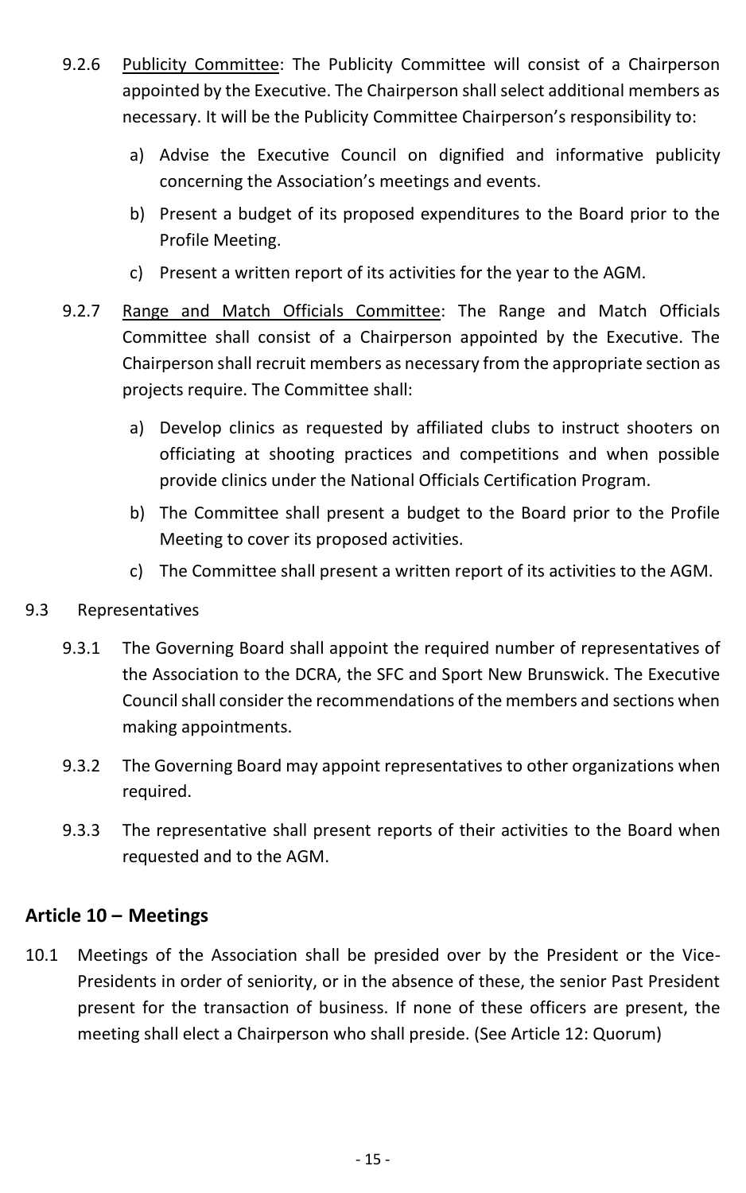9.2.6 <u>Publicity Committee</u>: The Publicity Committee will consist of a Chairperson appointed by the Executive. The Chairperson shall select additional members as necessary. It will be the Publicity Committee Chairperson's responsibility to:

a) Advise the Executive Council on dignified and informative publicity concerning the Association's meetings and events.

b) Present a budget of its proposed expenditures to the Board prior to the Profile Meeting.

c) Present a written report of its activities for the year to the AGM.

9.2.7 <u>Range and Match Officials Committee</u>: The Range and Match Officials Committee shall consist of a Chairperson appointed by the Executive. The Chairperson shall recruit members as necessary from the appropriate section as projects require. The Committee shall:

a) Develop clinics as requested by affiliated clubs to instruct shooters on officiating at shooting practices and competitions and when possible provide clinics under the National Officials Certification Program.

b) The Committee shall present a budget to the Board prior to the Profile Meeting to cover its proposed activities.

c) The Committee shall present a written report of its activities to the AGM.

9.3 Representatives

9.3.1 The Governing Board shall appoint the required number of representatives of the Association to the DCRA, the SFC and Sport New Brunswick. The Executive Council shall consider the recommendations of the members and sections when making appointments.

9.3.2 The Governing Board may appoint representatives to other organizations when required.

9.3.3 The representative shall present reports of their activities to the Board when requested and to the AGM.

## Article 10 – Meetings

10.1 Meetings of the Association shall be presided over by the President or the Vice-Presidents in order of seniority, or in the absence of these, the senior Past President present for the transaction of business. If none of these officers are present, the meeting shall elect a Chairperson who shall preside. (See Article 12: Quorum)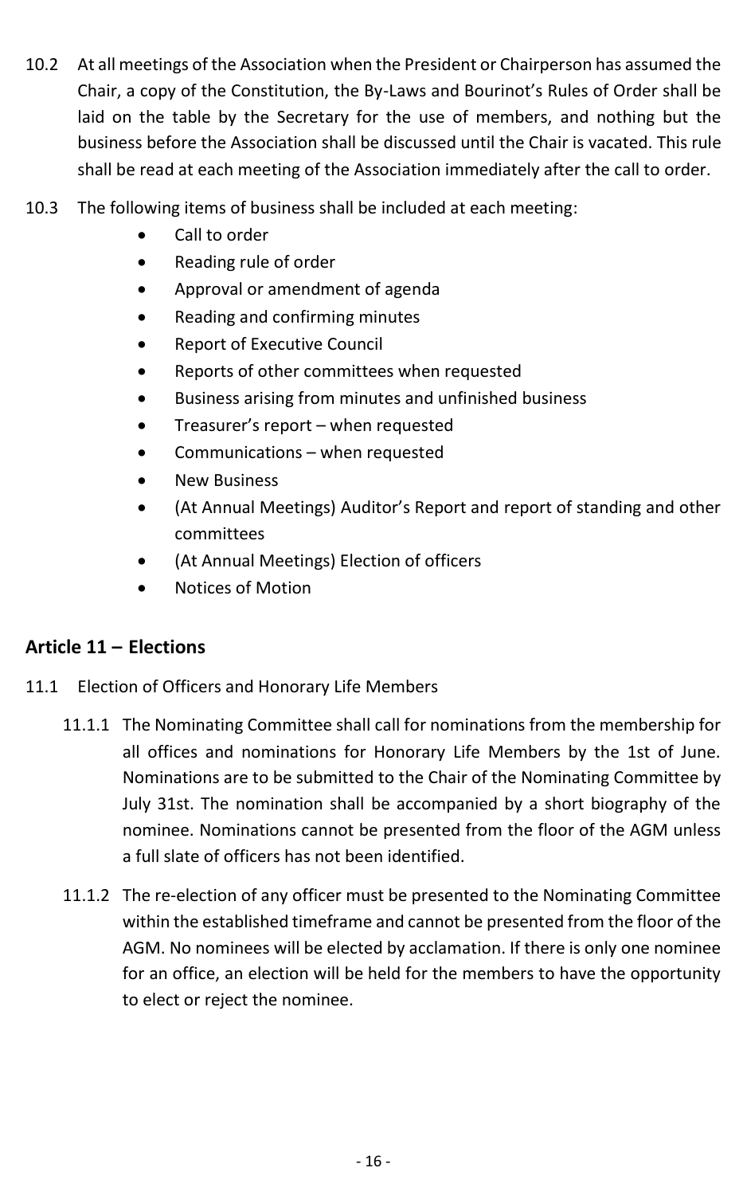10.2 At all meetings of the Association when the President or Chairperson has assumed the Chair, a copy of the Constitution, the By-Laws and Bourinot's Rules of Order shall be laid on the table by the Secretary for the use of members, and nothing but the business before the Association shall be discussed until the Chair is vacated. This rule shall be read at each meeting of the Association immediately after the call to order.

10.3 The following items of business shall be included at each meeting:

- Call to order
- Reading rule of order
- Approval or amendment of agenda
- Reading and confirming minutes
- Report of Executive Council
- Reports of other committees when requested
- Business arising from minutes and unfinished business
- Treasurer's report – when requested
- Communications – when requested
- New Business
- (At Annual Meetings) Auditor's Report and report of standing and other committees
- (At Annual Meetings) Election of officers
- Notices of Motion

## Article 11 – Elections

11.1 Election of Officers and Honorary Life Members

11.1.1 The Nominating Committee shall call for nominations from the membership for all offices and nominations for Honorary Life Members by the 1st of June. Nominations are to be submitted to the Chair of the Nominating Committee by July 31st. The nomination shall be accompanied by a short biography of the nominee. Nominations cannot be presented from the floor of the AGM unless a full slate of officers has not been identified.

11.1.2 The re-election of any officer must be presented to the Nominating Committee within the established timeframe and cannot be presented from the floor of the AGM. No nominees will be elected by acclamation. If there is only one nominee for an office, an election will be held for the members to have the opportunity to elect or reject the nominee.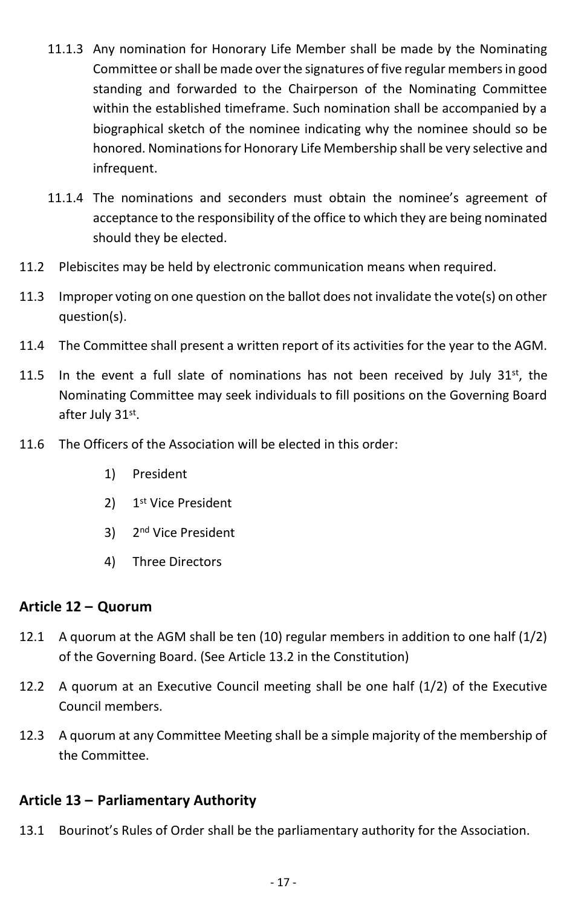11.1.3 Any nomination for Honorary Life Member shall be made by the Nominating Committee or shall be made over the signatures of five regular members in good standing and forwarded to the Chairperson of the Nominating Committee within the established timeframe. Such nomination shall be accompanied by a biographical sketch of the nominee indicating why the nominee should so be honored. Nominations for Honorary Life Membership shall be very selective and infrequent.

11.1.4 The nominations and seconders must obtain the nominee's agreement of acceptance to the responsibility of the office to which they are being nominated should they be elected.

11.2 Plebiscites may be held by electronic communication means when required.

11.3 Improper voting on one question on the ballot does not invalidate the vote(s) on other question(s).

11.4 The Committee shall present a written report of its activities for the year to the AGM.

11.5 In the event a full slate of nominations has not been received by July 31st, the Nominating Committee may seek individuals to fill positions on the Governing Board after July 31st.

11.6 The Officers of the Association will be elected in this order:

1) President
2) 1st Vice President
3) 2nd Vice President
4) Three Directors

## Article 12 – Quorum

12.1 A quorum at the AGM shall be ten (10) regular members in addition to one half (1/2) of the Governing Board. (See Article 13.2 in the Constitution)

12.2 A quorum at an Executive Council meeting shall be one half (1/2) of the Executive Council members.

12.3 A quorum at any Committee Meeting shall be a simple majority of the membership of the Committee.

## Article 13 – Parliamentary Authority

13.1 Bourinot's Rules of Order shall be the parliamentary authority for the Association.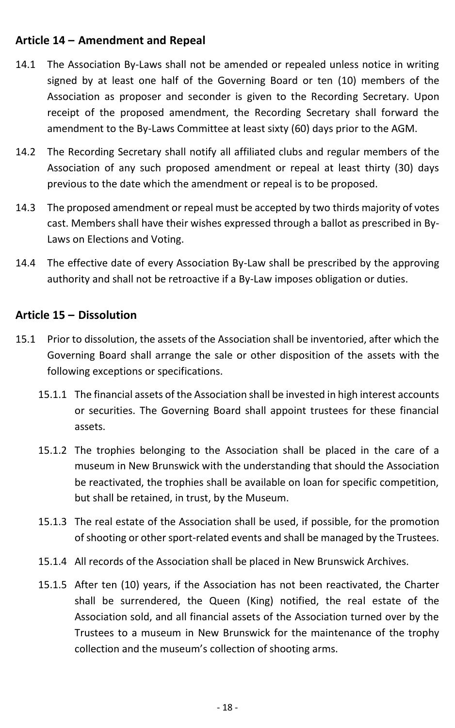## Article 14 – Amendment and Repeal

14.1 The Association By-Laws shall not be amended or repealed unless notice in writing signed by at least one half of the Governing Board or ten (10) members of the Association as proposer and seconder is given to the Recording Secretary. Upon receipt of the proposed amendment, the Recording Secretary shall forward the amendment to the By-Laws Committee at least sixty (60) days prior to the AGM.

14.2 The Recording Secretary shall notify all affiliated clubs and regular members of the Association of any such proposed amendment or repeal at least thirty (30) days previous to the date which the amendment or repeal is to be proposed.

14.3 The proposed amendment or repeal must be accepted by two thirds majority of votes cast. Members shall have their wishes expressed through a ballot as prescribed in By-Laws on Elections and Voting.

14.4 The effective date of every Association By-Law shall be prescribed by the approving authority and shall not be retroactive if a By-Law imposes obligation or duties.

## Article 15 – Dissolution

15.1 Prior to dissolution, the assets of the Association shall be inventoried, after which the Governing Board shall arrange the sale or other disposition of the assets with the following exceptions or specifications.

15.1.1 The financial assets of the Association shall be invested in high interest accounts or securities. The Governing Board shall appoint trustees for these financial assets.

15.1.2 The trophies belonging to the Association shall be placed in the care of a museum in New Brunswick with the understanding that should the Association be reactivated, the trophies shall be available on loan for specific competition, but shall be retained, in trust, by the Museum.

15.1.3 The real estate of the Association shall be used, if possible, for the promotion of shooting or other sport-related events and shall be managed by the Trustees.

15.1.4 All records of the Association shall be placed in New Brunswick Archives.

15.1.5 After ten (10) years, if the Association has not been reactivated, the Charter shall be surrendered, the Queen (King) notified, the real estate of the Association sold, and all financial assets of the Association turned over by the Trustees to a museum in New Brunswick for the maintenance of the trophy collection and the museum's collection of shooting arms.